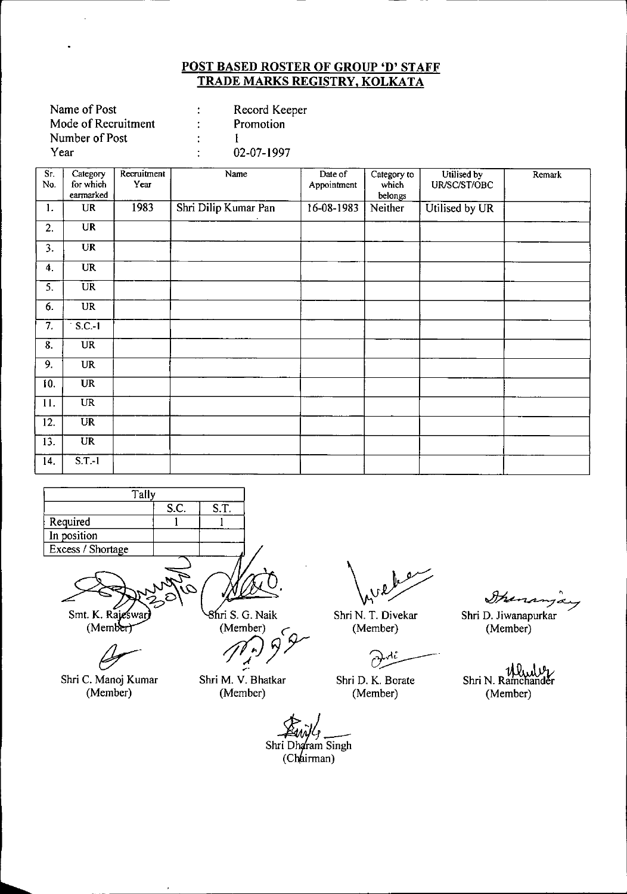## POST BASED ROSTER OF GROUP 'D' STAFF
## TRADE MARKS REGISTRY, KOLKATA

Name of Post : Record Keeper
Mode of Recruitment : Promotion
Number of Post : 1
Year : 02-07-1997

| Sr. No. | Category for which earmarked | Recruitment Year | Name | Date of Appointment | Category to which belongs | Utilised by UR/SC/ST/OBC | Remark |
|---|---|---|---|---|---|---|---|
| 1. | UR | 1983 | Shri Dilip Kumar Pan | 16-08-1983 | Neither | Utilised by UR | |
| 2. | UR | | | | | | |
| 3. | UR | | | | | | |
| 4. | UR | | | | | | |
| 5. | UR | | | | | | |
| 6. | UR | | | | | | |
| 7. | S.C.-1 | | | | | | |
| 8. | UR | | | | | | |
| 9. | UR | | | | | | |
| 10. | UR | | | | | | |
| 11. | UR | | | | | | |
| 12. | UR | | | | | | |
| 13. | UR | | | | | | |
| 14. | S.T.-1 | | | | | | |

| Tally | S.C. | S.T. |
|---|---|---|
| Required | 1 | 1 |
| In position | | |
| Excess / Shortage | | |

Smt. K. Rajeswari (Member) — Shri S. G. Naik (Member) — Shri N. T. Divekar (Member) — Shri D. Jiwanapurkar (Member)

Shri C. Manoj Kumar (Member) — Shri M. V. Bhatkar (Member) — Shri D. K. Borate (Member) — Shri N. Ramchander (Member)

Shri Dharam Singh (Chairman)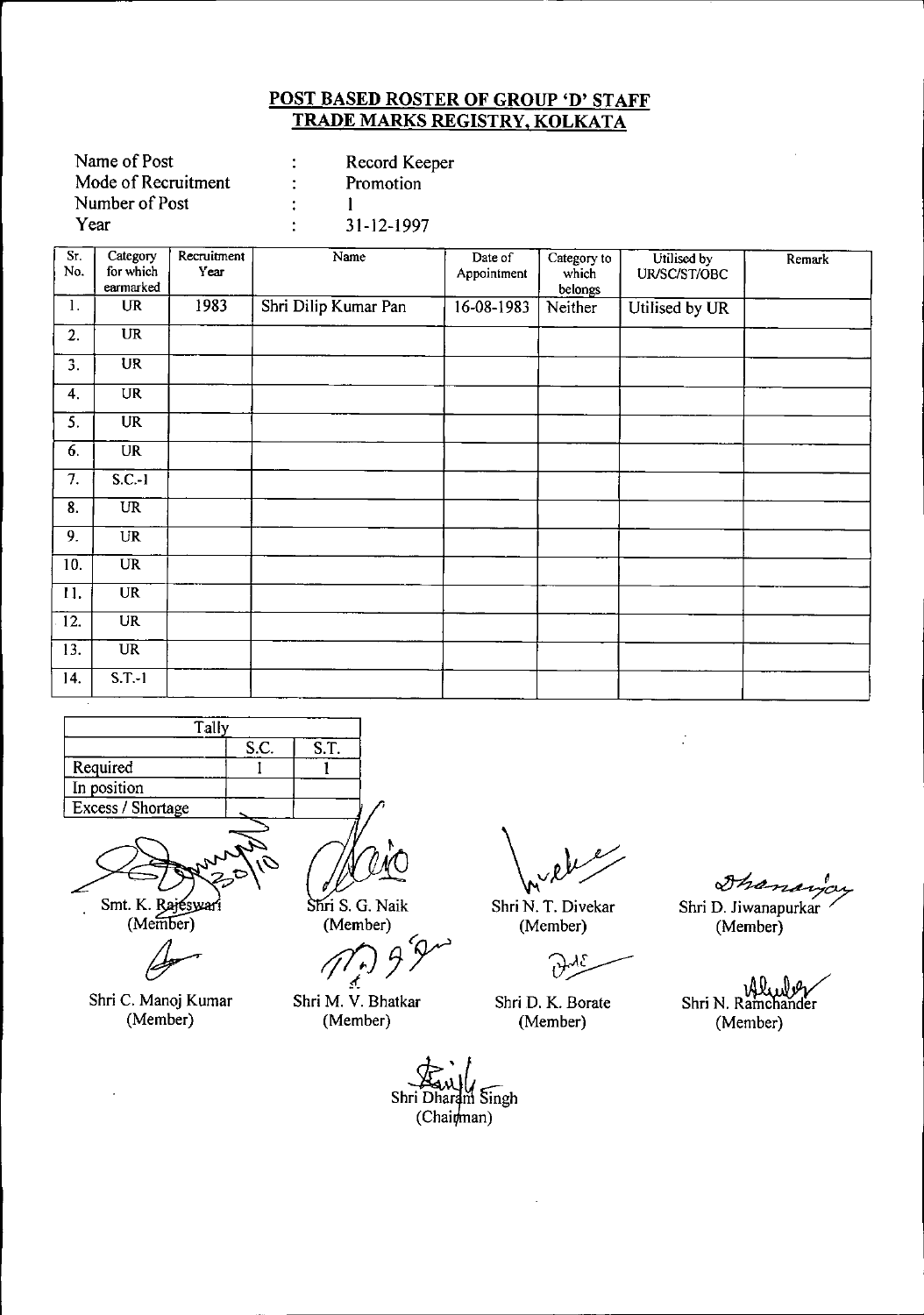## POST BASED ROSTER OF GROUP 'D' STAFF
## TRADE MARKS REGISTRY, KOLKATA

Name of Post : Record Keeper
Mode of Recruitment : Promotion
Number of Post : 1
Year : 31-12-1997

| Sr. No. | Category for which earmarked | Recruitment Year | Name | Date of Appointment | Category to which belongs | Utilised by UR/SC/ST/OBC | Remark |
|---|---|---|---|---|---|---|---|
| 1. | UR | 1983 | Shri Dilip Kumar Pan | 16-08-1983 | Neither | Utilised by UR | |
| 2. | UR | | | | | | |
| 3. | UR | | | | | | |
| 4. | UR | | | | | | |
| 5. | UR | | | | | | |
| 6. | UR | | | | | | |
| 7. | S.C.-1 | | | | | | |
| 8. | UR | | | | | | |
| 9. | UR | | | | | | |
| 10. | UR | | | | | | |
| 11. | UR | | | | | | |
| 12. | UR | | | | | | |
| 13. | UR | | | | | | |
| 14. | S.T.-1 | | | | | | |

| Tally | S.C. | S.T. |
|---|---|---|
| Required | 1 | 1 |
| In position | | |
| Excess / Shortage | | |

Smt. K. Rajeswari (Member)

Shri S. G. Naik (Member)

Shri N. T. Divekar (Member)

Shri D. Jiwanapurkar (Member)

Shri C. Manoj Kumar (Member)

Shri M. V. Bhatkar (Member)

Shri D. K. Borate (Member)

Shri N. Ramchander (Member)

Shri Dharam Singh (Chairman)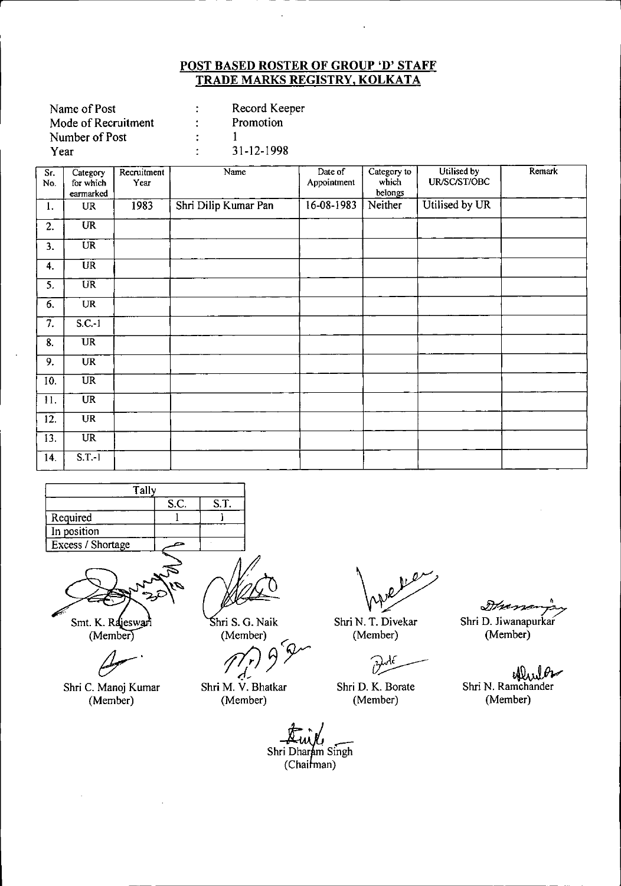## POST BASED ROSTER OF GROUP 'D' STAFF
## TRADE MARKS REGISTRY, KOLKATA

Name of Post : Record Keeper
Mode of Recruitment : Promotion
Number of Post : 1
Year : 31-12-1998

| Sr. No. | Category for which earmarked | Recruitment Year | Name | Date of Appointment | Category to which belongs | Utilised by UR/SC/ST/OBC | Remark |
|---|---|---|---|---|---|---|---|
| 1. | UR | 1983 | Shri Dilip Kumar Pan | 16-08-1983 | Neither | Utilised by UR | |
| 2. | UR | | | | | | |
| 3. | UR | | | | | | |
| 4. | UR | | | | | | |
| 5. | UR | | | | | | |
| 6. | UR | | | | | | |
| 7. | S.C.-1 | | | | | | |
| 8. | UR | | | | | | |
| 9. | UR | | | | | | |
| 10. | UR | | | | | | |
| 11. | UR | | | | | | |
| 12. | UR | | | | | | |
| 13. | UR | | | | | | |
| 14. | S.T.-1 | | | | | | |

| Tally | | |
|---|---|---|
| | S.C. | S.T. |
| Required | 1 | 1 |
| In position | | |
| Excess / Shortage | | |

Smt. K. Rajeswari (Member)

Shri S. G. Naik (Member)

Shri N. T. Divekar (Member)

Shri D. Jiwanapurkar (Member)

Shri C. Manoj Kumar (Member)

Shri M. V. Bhatkar (Member)

Shri D. K. Borate (Member)

Shri N. Ramchander (Member)

Shri Dharam Singh (Chairman)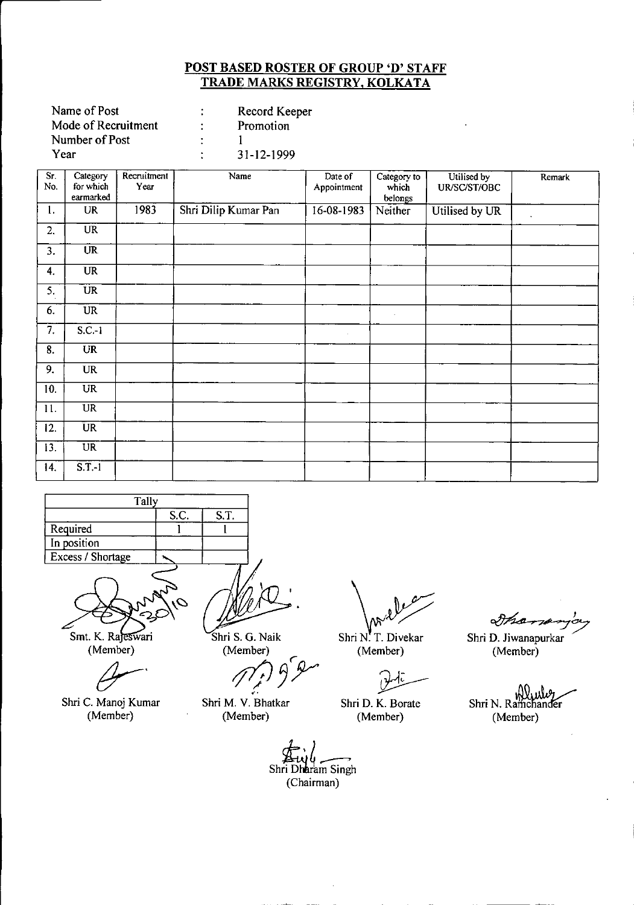## POST BASED ROSTER OF GROUP 'D' STAFF
## TRADE MARKS REGISTRY, KOLKATA

| | | |
|---|---|---|
| Name of Post | : | Record Keeper |
| Mode of Recruitment | : | Promotion |
| Number of Post | : | 1 |
| Year | : | 31-12-1999 |

| Sr. No. | Category for which earmarked | Recruitment Year | Name | Date of Appointment | Category to which belongs | Utilised by UR/SC/ST/OBC | Remark |
|---|---|---|---|---|---|---|---|
| 1. | UR | 1983 | Shri Dilip Kumar Pan | 16-08-1983 | Neither | Utilised by UR | |
| 2. | UR | | | | | | |
| 3. | UR | | | | | | |
| 4. | UR | | | | | | |
| 5. | UR | | | | | | |
| 6. | UR | | | | | | |
| 7. | S.C.-1 | | | | | | |
| 8. | UR | | | | | | |
| 9. | UR | | | | | | |
| 10. | UR | | | | | | |
| 11. | UR | | | | | | |
| 12. | UR | | | | | | |
| 13. | UR | | | | | | |
| 14. | S.T.-1 | | | | | | |

| Tally | S.C. | S.T. |
|---|---|---|
| Required | 1 | 1 |
| In position | | |
| Excess / Shortage | | |

Smt. K. Rajeswari (Member) | Shri S. G. Naik (Member) | Shri N. T. Divekar (Member) | Shri D. Jiwanapurkar (Member)

Shri C. Manoj Kumar (Member) | Shri M. V. Bhatkar (Member) | Shri D. K. Borate (Member) | Shri N. Ramchander (Member)

Shri Dharam Singh (Chairman)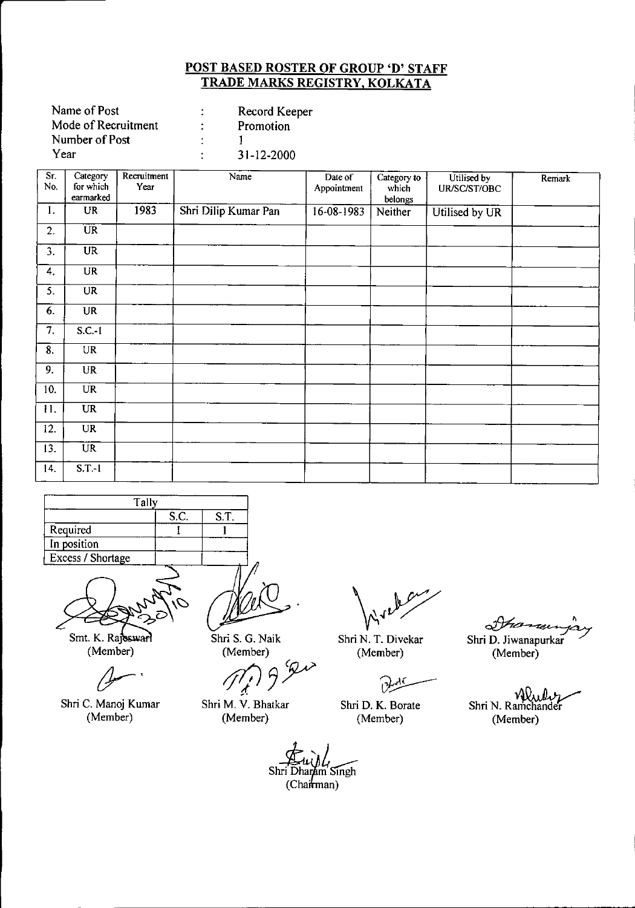## POST BASED ROSTER OF GROUP 'D' STAFF
## TRADE MARKS REGISTRY, KOLKATA

Name of Post : Record Keeper
Mode of Recruitment : Promotion
Number of Post : 1
Year : 31-12-2000

| Sr. No. | Category for which earmarked | Recruitment Year | Name | Date of Appointment | Category to which belongs | Utilised by UR/SC/ST/OBC | Remark |
|---|---|---|---|---|---|---|---|
| 1. | UR | 1983 | Shri Dilip Kumar Pan | 16-08-1983 | Neither | Utilised by UR | |
| 2. | UR | | | | | | |
| 3. | UR | | | | | | |
| 4. | UR | | | | | | |
| 5. | UR | | | | | | |
| 6. | UR | | | | | | |
| 7. | S.C.-1 | | | | | | |
| 8. | UR | | | | | | |
| 9. | UR | | | | | | |
| 10. | UR | | | | | | |
| 11. | UR | | | | | | |
| 12. | UR | | | | | | |
| 13. | UR | | | | | | |
| 14. | S.T.-1 | | | | | | |

| Tally | | |
|---|---|---|
| | S.C. | S.T. |
| Required | 1 | 1 |
| In position | | |
| Excess / Shortage | | |

Smt. K. Rajeswari (Member) | Shri S. G. Naik (Member) | Shri N. T. Divekar (Member) | Shri D. Jiwanapurkar (Member)

Shri C. Manoj Kumar (Member) | Shri M. V. Bhatkar (Member) | Shri D. K. Borate (Member) | Shri N. Ramchander (Member)

Shri Dharam Singh (Chairman)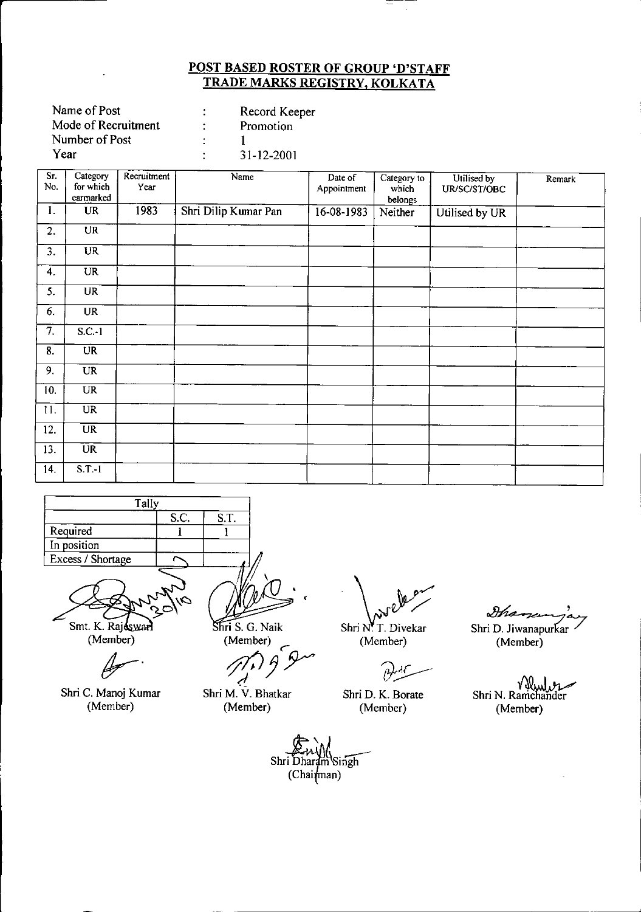## POST BASED ROSTER OF GROUP 'D'STAFF
## TRADE MARKS REGISTRY, KOLKATA

Name of Post : Record Keeper
Mode of Recruitment : Promotion
Number of Post : 1
Year : 31-12-2001

| Sr. No. | Category for which earmarked | Recruitment Year | Name | Date of Appointment | Category to which belongs | Utilised by UR/SC/ST/OBC | Remark |
|---|---|---|---|---|---|---|---|
| 1. | UR | 1983 | Shri Dilip Kumar Pan | 16-08-1983 | Neither | Utilised by UR | |
| 2. | UR | | | | | | |
| 3. | UR | | | | | | |
| 4. | UR | | | | | | |
| 5. | UR | | | | | | |
| 6. | UR | | | | | | |
| 7. | S.C.-1 | | | | | | |
| 8. | UR | | | | | | |
| 9. | UR | | | | | | |
| 10. | UR | | | | | | |
| 11. | UR | | | | | | |
| 12. | UR | | | | | | |
| 13. | UR | | | | | | |
| 14. | S.T.-1 | | | | | | |

| Tally | S.C. | S.T. |
|---|---|---|
| Required | 1 | 1 |
| In position | | |
| Excess / Shortage | | |

Smt. K. Rajeswari (Member)

Shri S. G. Naik (Member)

Shri N. T. Divekar (Member)

Shri D. Jiwanapurkar (Member)

Shri C. Manoj Kumar (Member)

Shri M. V. Bhatkar (Member)

Shri D. K. Borate (Member)

Shri N. Ramchander (Member)

Shri Dharam Singh (Chairman)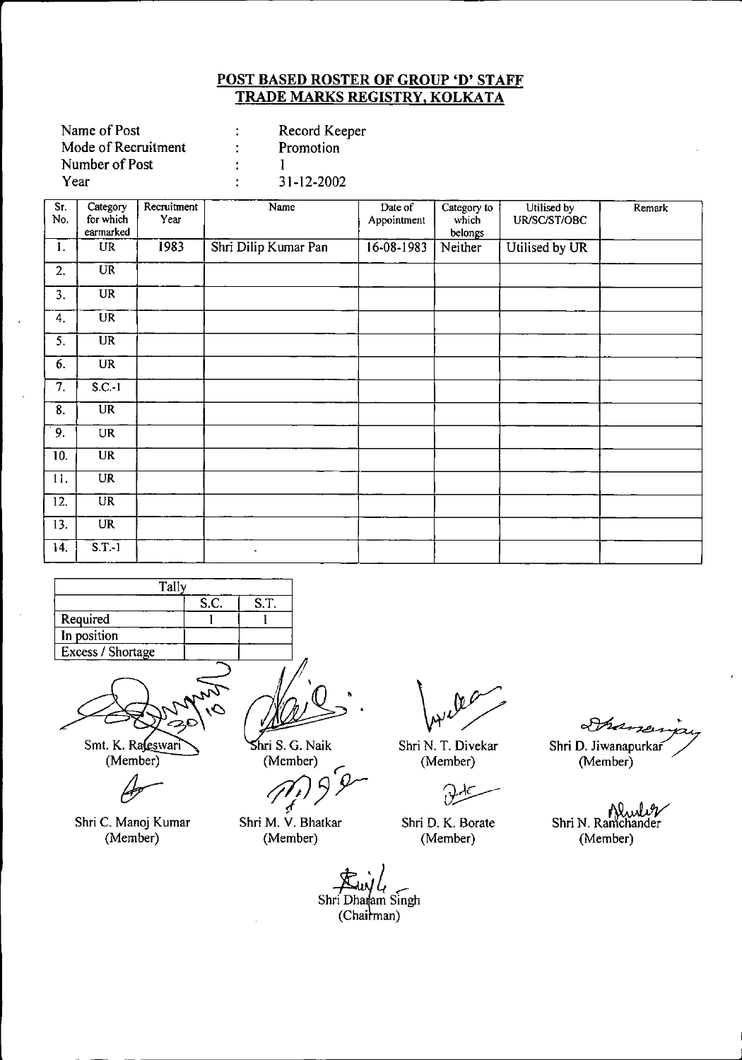# POST BASED ROSTER OF GROUP 'D' STAFF
## TRADE MARKS REGISTRY, KOLKATA

| | | |
|---|---|---|
| Name of Post | : | Record Keeper |
| Mode of Recruitment | : | Promotion |
| Number of Post | : | 1 |
| Year | : | 31-12-2002 |

| Sr. No. | Category for which earmarked | Recruitment Year | Name | Date of Appointment | Category to which belongs | Utilised by UR/SC/ST/OBC | Remark |
|---|---|---|---|---|---|---|---|
| 1. | UR | 1983 | Shri Dilip Kumar Pan | 16-08-1983 | Neither | Utilised by UR | |
| 2. | UR | | | | | | |
| 3. | UR | | | | | | |
| 4. | UR | | | | | | |
| 5. | UR | | | | | | |
| 6. | UR | | | | | | |
| 7. | S.C.-1 | | | | | | |
| 8. | UR | | | | | | |
| 9. | UR | | | | | | |
| 10. | UR | | | | | | |
| 11. | UR | | | | | | |
| 12. | UR | | | | | | |
| 13. | UR | | | | | | |
| 14. | S.T.-1 | | . | | | | |

| Tally | | |
|---|---|---|
| | S.C. | S.T. |
| Required | 1 | 1 |
| In position | | |
| Excess / Shortage | | |

Smt. K. Rajeswari (Member) | Shri S. G. Naik (Member) | Shri N. T. Divekar (Member) | Shri D. Jiwanapurkar (Member)

Shri C. Manoj Kumar (Member) | Shri M. V. Bhatkar (Member) | Shri D. K. Borate (Member) | Shri N. Ramchander (Member)

Shri Dharam Singh (Chairman)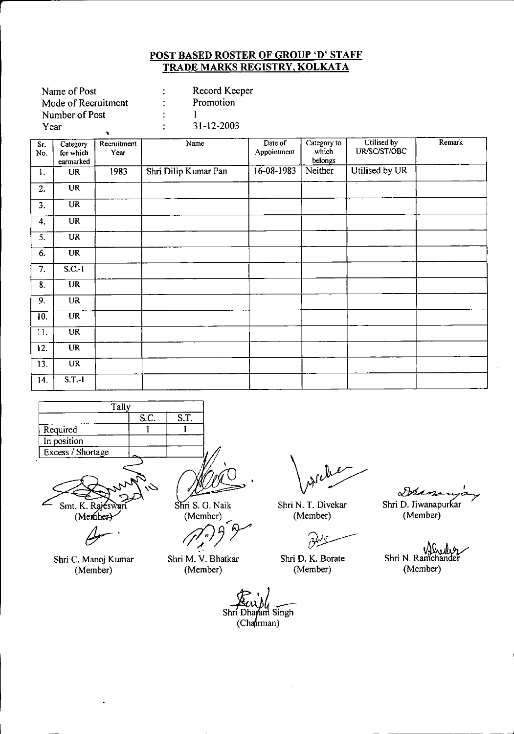## POST BASED ROSTER OF GROUP 'D' STAFF
## TRADE MARKS REGISTRY, KOLKATA

Name of Post : Record Keeper
Mode of Recruitment : Promotion
Number of Post : 1
Year : 31-12-2003

| Sr. No. | Category for which earmarked | Recruitment Year | Name | Date of Appointment | Category to which belongs | Utilised by UR/SC/ST/OBC | Remark |
|---|---|---|---|---|---|---|---|
| 1. | UR | 1983 | Shri Dilip Kumar Pan | 16-08-1983 | Neither | Utilised by UR | |
| 2. | UR | | | | | | |
| 3. | UR | | | | | | |
| 4. | UR | | | | | | |
| 5. | UR | | | | | | |
| 6. | UR | | | | | | |
| 7. | S.C.-1 | | | | | | |
| 8. | UR | | | | | | |
| 9. | UR | | | | | | |
| 10. | UR | | | | | | |
| 11. | UR | | | | | | |
| 12. | UR | | | | | | |
| 13. | UR | | | | | | |
| 14. | S.T.-1 | | | | | | |

| Tally | S.C. | S.T. |
|---|---|---|
| Required | 1 | 1 |
| In position | | |
| Excess / Shortage | | |

Smt. K. Rajeswari (Member)

Shri S. G. Naik (Member)

Shri N. T. Divekar (Member)

Shri D. Jiwanapurkar (Member)

Shri C. Manoj Kumar (Member)

Shri M. V. Bhatkar (Member)

Shri D. K. Borate (Member)

Shri N. Ramchander (Member)

Shri Dharam Singh (Chairman)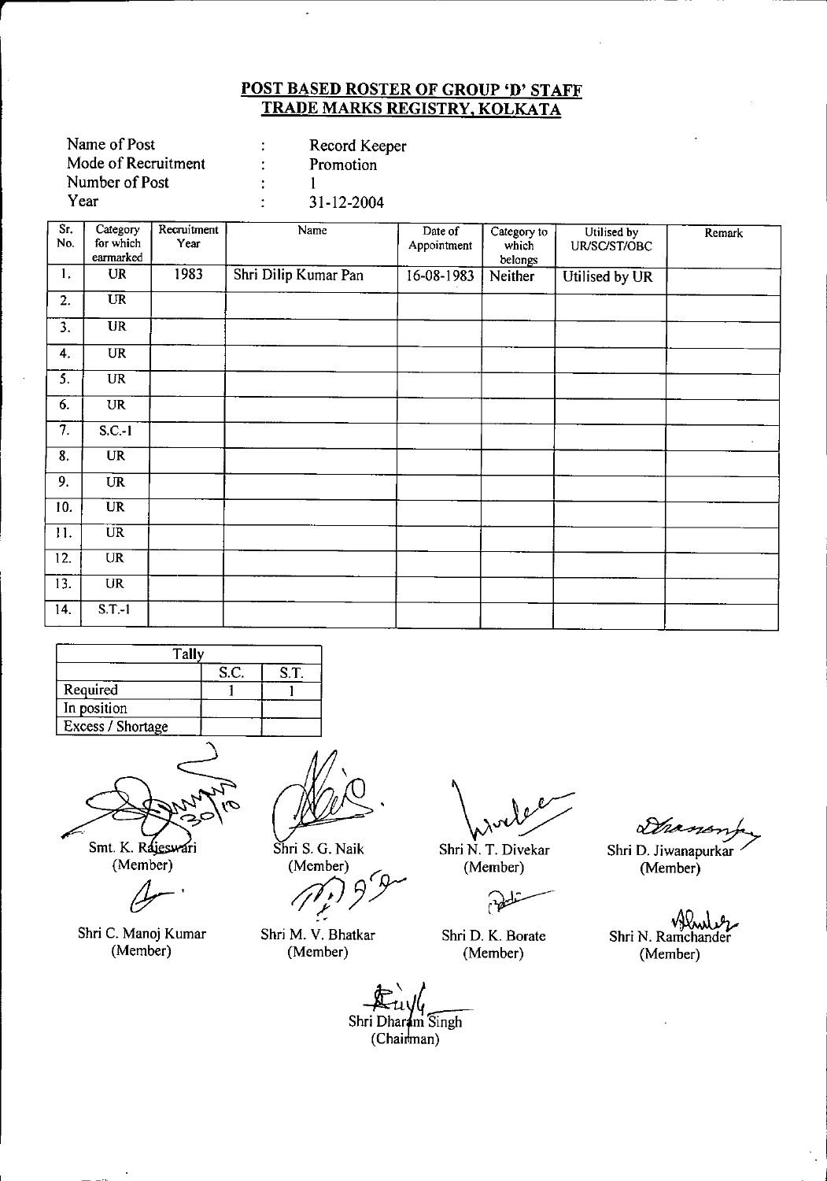## POST BASED ROSTER OF GROUP 'D' STAFF
## TRADE MARKS REGISTRY, KOLKATA

Name of Post : Record Keeper
Mode of Recruitment : Promotion
Number of Post : 1
Year : 31-12-2004

| Sr. No. | Category for which earmarked | Recruitment Year | Name | Date of Appointment | Category to which belongs | Utilised by UR/SC/ST/OBC | Remark |
|---|---|---|---|---|---|---|---|
| 1. | UR | 1983 | Shri Dilip Kumar Pan | 16-08-1983 | Neither | Utilised by UR | |
| 2. | UR | | | | | | |
| 3. | UR | | | | | | |
| 4. | UR | | | | | | |
| 5. | UR | | | | | | |
| 6. | UR | | | | | | |
| 7. | S.C.-1 | | | | | | |
| 8. | UR | | | | | | |
| 9. | UR | | | | | | |
| 10. | UR | | | | | | |
| 11. | UR | | | | | | |
| 12. | UR | | | | | | |
| 13. | UR | | | | | | |
| 14. | S.T.-1 | | | | | | |

| Tally | | |
|---|---|---|
| | S.C. | S.T. |
| Required | 1 | 1 |
| In position | | |
| Excess / Shortage | | |

Smt. K. Rajeswari (Member)　　Shri S. G. Naik (Member)　　Shri N. T. Divekar (Member)　　Shri D. Jiwanapurkar (Member)

Shri C. Manoj Kumar (Member)　　Shri M. V. Bhatkar (Member)　　Shri D. K. Borate (Member)　　Shri N. Ramchander (Member)

Shri Dharam Singh (Chairman)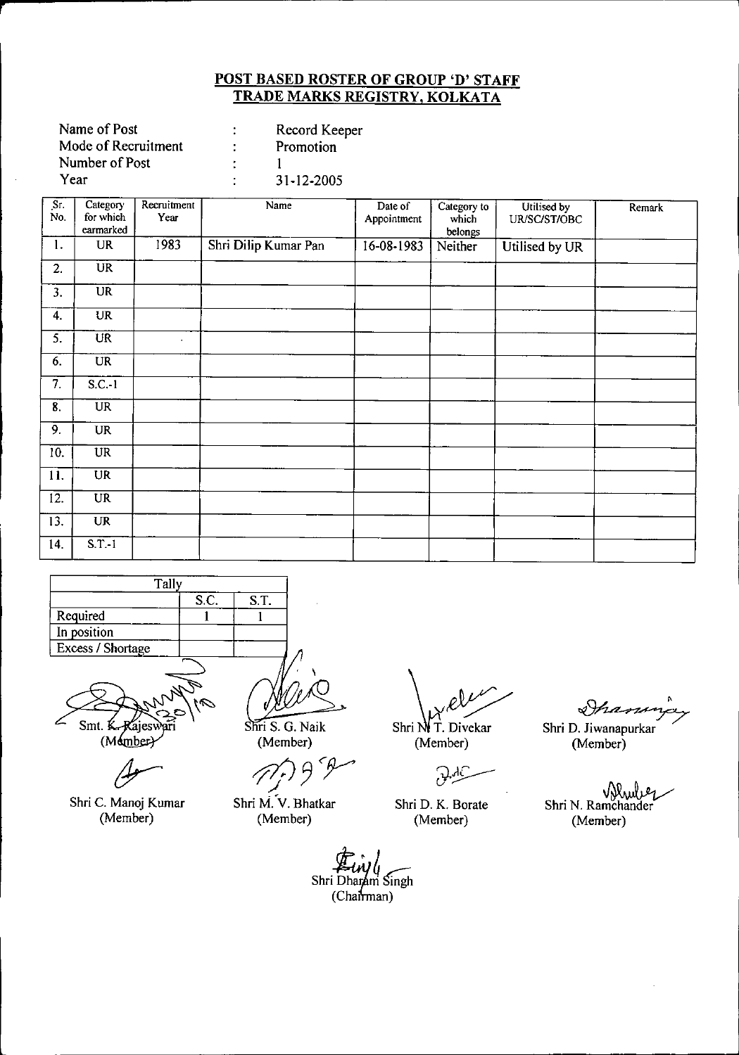## POST BASED ROSTER OF GROUP 'D' STAFF
## TRADE MARKS REGISTRY, KOLKATA

Name of Post : Record Keeper
Mode of Recruitment : Promotion
Number of Post : 1
Year : 31-12-2005

| Sr. No. | Category for which earmarked | Recruitment Year | Name | Date of Appointment | Category to which belongs | Utilised by UR/SC/ST/OBC | Remark |
|---|---|---|---|---|---|---|---|
| 1. | UR | 1983 | Shri Dilip Kumar Pan | 16-08-1983 | Neither | Utilised by UR | |
| 2. | UR | | | | | | |
| 3. | UR | | | | | | |
| 4. | UR | | | | | | |
| 5. | UR | | | | | | |
| 6. | UR | | | | | | |
| 7. | S.C.-1 | | | | | | |
| 8. | UR | | | | | | |
| 9. | UR | | | | | | |
| 10. | UR | | | | | | |
| 11. | UR | | | | | | |
| 12. | UR | | | | | | |
| 13. | UR | | | | | | |
| 14. | S.T.-1 | | | | | | |

| Tally | S.C. | S.T. |
|---|---|---|
| Required | 1 | 1 |
| In position | | |
| Excess / Shortage | | |

Smt. K. Rajeswari (Member)

Shri S. G. Naik (Member)

Shri N. T. Divekar (Member)

Shri D. Jiwanapurkar (Member)

Shri C. Manoj Kumar (Member)

Shri M. V. Bhatkar (Member)

Shri D. K. Borate (Member)

Shri N. Ramchander (Member)

Shri Dharam Singh (Chairman)